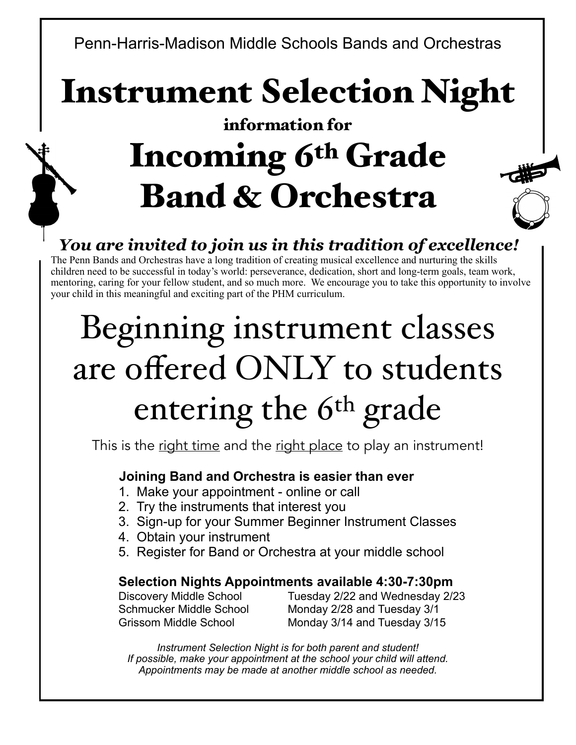Penn-Harris-Madison Middle Schools Bands and Orchestras

# Instrument Selection Night

### information for

# Incoming 6th Grade Band & Orchestra

***You are invited to join us in this tradition of excellence!***

The Penn Bands and Orchestras have a long tradition of creating musical excellence and nurturing the skills children need to be successful in today's world: perseverance, dedication, short and long-term goals, team work, mentoring, caring for your fellow student, and so much more. We encourage you to take this opportunity to involve your child in this meaningful and exciting part of the PHM curriculum.

## Beginning instrument classes are offered ONLY to students entering the 6th grade

This is the right time and the right place to play an instrument!

**Joining Band and Orchestra is easier than ever**

1. Make your appointment - online or call
2. Try the instruments that interest you
3. Sign-up for your Summer Beginner Instrument Classes
4. Obtain your instrument
5. Register for Band or Orchestra at your middle school

**Selection Nights Appointments available 4:30-7:30pm**

| | |
|---|---|
| Discovery Middle School | Tuesday 2/22 and Wednesday 2/23 |
| Schmucker Middle School | Monday 2/28 and Tuesday 3/1 |
| Grissom Middle School | Monday 3/14 and Tuesday 3/15 |

*Instrument Selection Night is for both parent and student!*
*If possible, make your appointment at the school your child will attend.*
*Appointments may be made at another middle school as needed.*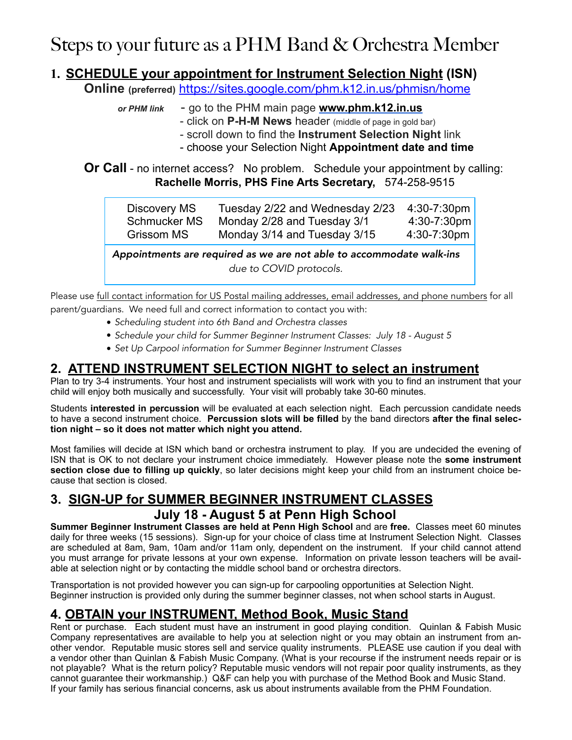# Steps to your future as a PHM Band & Orchestra Member

## 1. SCHEDULE your appointment for Instrument Selection Night (ISN)

**Online** (preferred) https://sites.google.com/phm.k12.in.us/phmisn/home

*or PHM link*
- go to the PHM main page **www.phm.k12.in.us**
- click on **P-H-M News** header (middle of page in gold bar)
- scroll down to find the **Instrument Selection Night** link
- choose your Selection Night **Appointment date and time**

**Or Call** - no internet access? No problem. Schedule your appointment by calling:
**Rachelle Morris, PHS Fine Arts Secretary,** 574-258-9515

| | | |
|---|---|---|
| Discovery MS | Tuesday 2/22 and Wednesday 2/23 | 4:30-7:30pm |
| Schmucker MS | Monday 2/28 and Tuesday 3/1 | 4:30-7:30pm |
| Grissom MS | Monday 3/14 and Tuesday 3/15 | 4:30-7:30pm |

*Appointments are required as we are not able to accommodate walk-ins due to COVID protocols.*

Please use full contact information for US Postal mailing addresses, email addresses, and phone numbers for all parent/guardians. We need full and correct information to contact you with:

- *Scheduling student into 6th Band and Orchestra classes*
- *Schedule your child for Summer Beginner Instrument Classes: July 18 - August 5*
- *Set Up Carpool information for Summer Beginner Instrument Classes*

## 2. ATTEND INSTRUMENT SELECTION NIGHT to select an instrument

Plan to try 3-4 instruments. Your host and instrument specialists will work with you to find an instrument that your child will enjoy both musically and successfully. Your visit will probably take 30-60 minutes.

Students **interested in percussion** will be evaluated at each selection night. Each percussion candidate needs to have a second instrument choice. **Percussion slots will be filled** by the band directors **after the final selection night – so it does not matter which night you attend.**

Most families will decide at ISN which band or orchestra instrument to play. If you are undecided the evening of ISN that is OK to not declare your instrument choice immediately. However please note the **some instrument section close due to filling up quickly**, so later decisions might keep your child from an instrument choice because that section is closed.

## 3. SIGN-UP for SUMMER BEGINNER INSTRUMENT CLASSES

### July 18 - August 5 at Penn High School

**Summer Beginner Instrument Classes are held at Penn High School** and are **free.** Classes meet 60 minutes daily for three weeks (15 sessions). Sign-up for your choice of class time at Instrument Selection Night. Classes are scheduled at 8am, 9am, 10am and/or 11am only, dependent on the instrument. If your child cannot attend you must arrange for private lessons at your own expense. Information on private lesson teachers will be available at selection night or by contacting the middle school band or orchestra directors.

Transportation is not provided however you can sign-up for carpooling opportunities at Selection Night.
Beginner instruction is provided only during the summer beginner classes, not when school starts in August.

## 4. OBTAIN your INSTRUMENT, Method Book, Music Stand

Rent or purchase. Each student must have an instrument in good playing condition. Quinlan & Fabish Music Company representatives are available to help you at selection night or you may obtain an instrument from another vendor. Reputable music stores sell and service quality instruments. PLEASE use caution if you deal with a vendor other than Quinlan & Fabish Music Company. (What is your recourse if the instrument needs repair or is not playable? What is the return policy? Reputable music vendors will not repair poor quality instruments, as they cannot guarantee their workmanship.) Q&F can help you with purchase of the Method Book and Music Stand.
If your family has serious financial concerns, ask us about instruments available from the PHM Foundation.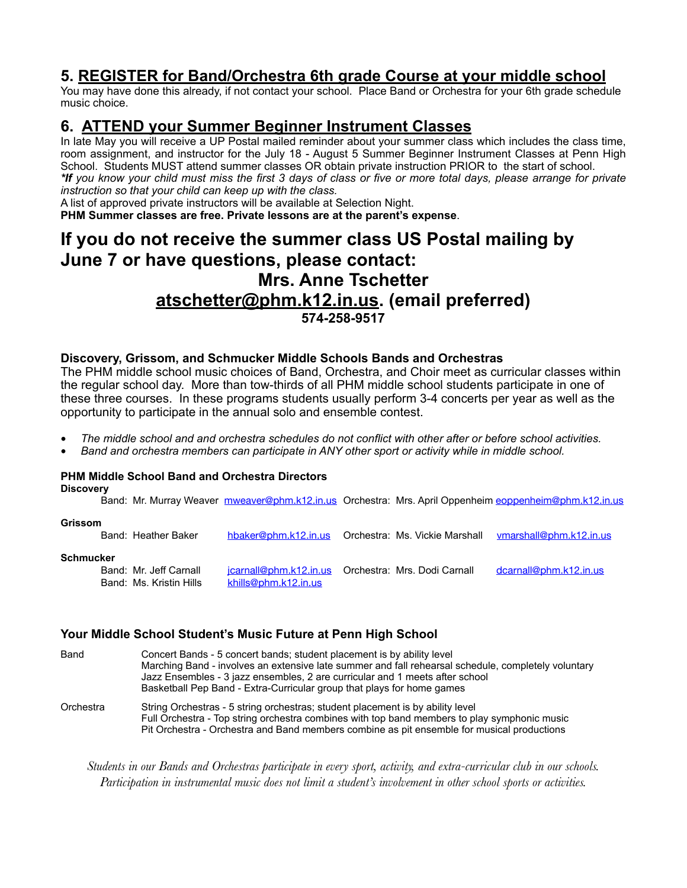## 5. REGISTER for Band/Orchestra 6th grade Course at your middle school

You may have done this already, if not contact your school. Place Band or Orchestra for your 6th grade schedule music choice.

## 6. ATTEND your Summer Beginner Instrument Classes

In late May you will receive a UP Postal mailed reminder about your summer class which includes the class time, room assignment, and instructor for the July 18 - August 5 Summer Beginner Instrument Classes at Penn High School. Students MUST attend summer classes OR obtain private instruction PRIOR to the start of school.
***If** you know your child must miss the first 3 days of class or five or more total days, please arrange for private instruction so that your child can keep up with the class.*
A list of approved private instructors will be available at Selection Night.
**PHM Summer classes are free. Private lessons are at the parent's expense**.

## If you do not receive the summer class US Postal mailing by June 7 or have questions, please contact:

**Mrs. Anne Tschetter**
**atschetter@phm.k12.in.us. (email preferred)**
**574-258-9517**

### Discovery, Grissom, and Schmucker Middle Schools Bands and Orchestras

The PHM middle school music choices of Band, Orchestra, and Choir meet as curricular classes within the regular school day. More than tow-thirds of all PHM middle school students participate in one of these three courses. In these programs students usually perform 3-4 concerts per year as well as the opportunity to participate in the annual solo and ensemble contest.

- *The middle school and and orchestra schedules do not conflict with other after or before school activities.*
- *Band and orchestra members can participate in ANY other sport or activity while in middle school.*

### PHM Middle School Band and Orchestra Directors

**Discovery**

| Band | Email | Orchestra | Email |
|---|---|---|---|
| Band: Mr. Murray Weaver | mweaver@phm.k12.in.us | Orchestra: Mrs. April Oppenheim | eoppenheim@phm.k12.in.us |

**Grissom**

| Band | Email | Orchestra | Email |
|---|---|---|---|
| Band: Heather Baker | hbaker@phm.k12.in.us | Orchestra: Ms. Vickie Marshall | vmarshall@phm.k12.in.us |

**Schmucker**

| Band | Email | Orchestra | Email |
|---|---|---|---|
| Band: Mr. Jeff Carnall | jcarnall@phm.k12.in.us | Orchestra: Mrs. Dodi Carnall | dcarnall@phm.k12.in.us |
| Band: Ms. Kristin Hills | khills@phm.k12.in.us | | |

### Your Middle School Student's Music Future at Penn High School

**Band**
- Concert Bands - 5 concert bands; student placement is by ability level
- Marching Band - involves an extensive late summer and fall rehearsal schedule, completely voluntary
- Jazz Ensembles - 3 jazz ensembles, 2 are curricular and 1 meets after school
- Basketball Pep Band - Extra-Curricular group that plays for home games

**Orchestra**
- String Orchestras - 5 string orchestras; student placement is by ability level
- Full Orchestra - Top string orchestra combines with top band members to play symphonic music
- Pit Orchestra - Orchestra and Band members combine as pit ensemble for musical productions

*Students in our Bands and Orchestras participate in every sport, activity, and extra-curricular club in our schools. Participation in instrumental music does not limit a student's involvement in other school sports or activities.*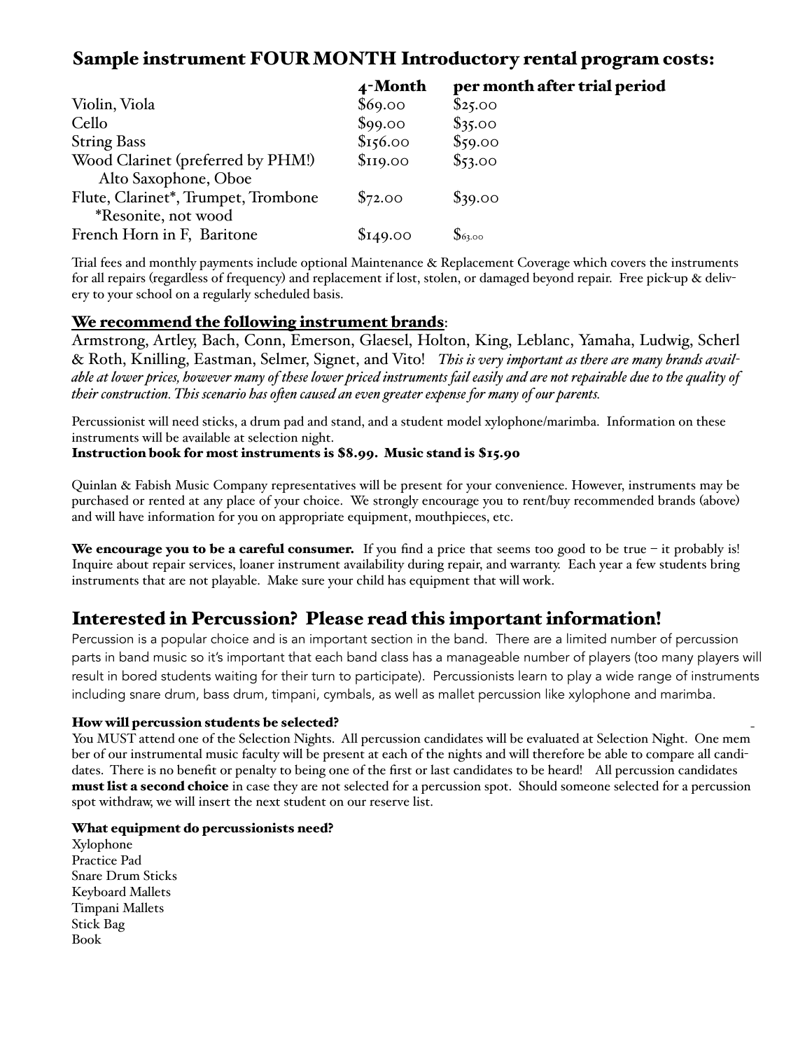## Sample instrument FOUR MONTH Introductory rental program costs:

| | 4-Month | per month after trial period |
|---|---|---|
| Violin, Viola | $69.00 | $25.00 |
| Cello | $99.00 | $35.00 |
| String Bass | $156.00 | $59.00 |
| Wood Clarinet (preferred by PHM!) Alto Saxophone, Oboe | $119.00 | $53.00 |
| Flute, Clarinet*, Trumpet, Trombone *Resonite, not wood | $72.00 | $39.00 |
| French Horn in F, Baritone | $149.00 | $63.00 |

Trial fees and monthly payments include optional Maintenance & Replacement Coverage which covers the instruments for all repairs (regardless of frequency) and replacement if lost, stolen, or damaged beyond repair. Free pick-up & delivery to your school on a regularly scheduled basis.

### We recommend the following instrument brands:

Armstrong, Artley, Bach, Conn, Emerson, Glaesel, Holton, King, Leblanc, Yamaha, Ludwig, Scherl & Roth, Knilling, Eastman, Selmer, Signet, and Vito! *This is very important as there are many brands available at lower prices, however many of these lower priced instruments fail easily and are not repairable due to the quality of their construction. This scenario has often caused an even greater expense for many of our parents.*

Percussionist will need sticks, a drum pad and stand, and a student model xylophone/marimba. Information on these instruments will be available at selection night.

**Instruction book for most instruments is $8.99. Music stand is $15.90**

Quinlan & Fabish Music Company representatives will be present for your convenience. However, instruments may be purchased or rented at any place of your choice. We strongly encourage you to rent/buy recommended brands (above) and will have information for you on appropriate equipment, mouthpieces, etc.

**We encourage you to be a careful consumer.** If you find a price that seems too good to be true – it probably is! Inquire about repair services, loaner instrument availability during repair, and warranty. Each year a few students bring instruments that are not playable. Make sure your child has equipment that will work.

## Interested in Percussion? Please read this important information!

Percussion is a popular choice and is an important section in the band. There are a limited number of percussion parts in band music so it's important that each band class has a manageable number of players (too many players will result in bored students waiting for their turn to participate). Percussionists learn to play a wide range of instruments including snare drum, bass drum, timpani, cymbals, as well as mallet percussion like xylophone and marimba.

#### How will percussion students be selected?

You MUST attend one of the Selection Nights. All percussion candidates will be evaluated at Selection Night. One member of our instrumental music faculty will be present at each of the nights and will therefore be able to compare all candidates. There is no benefit or penalty to being one of the first or last candidates to be heard! All percussion candidates **must list a second choice** in case they are not selected for a percussion spot. Should someone selected for a percussion spot withdraw, we will insert the next student on our reserve list.

#### What equipment do percussionists need?

Xylophone
Practice Pad
Snare Drum Sticks
Keyboard Mallets
Timpani Mallets
Stick Bag
Book